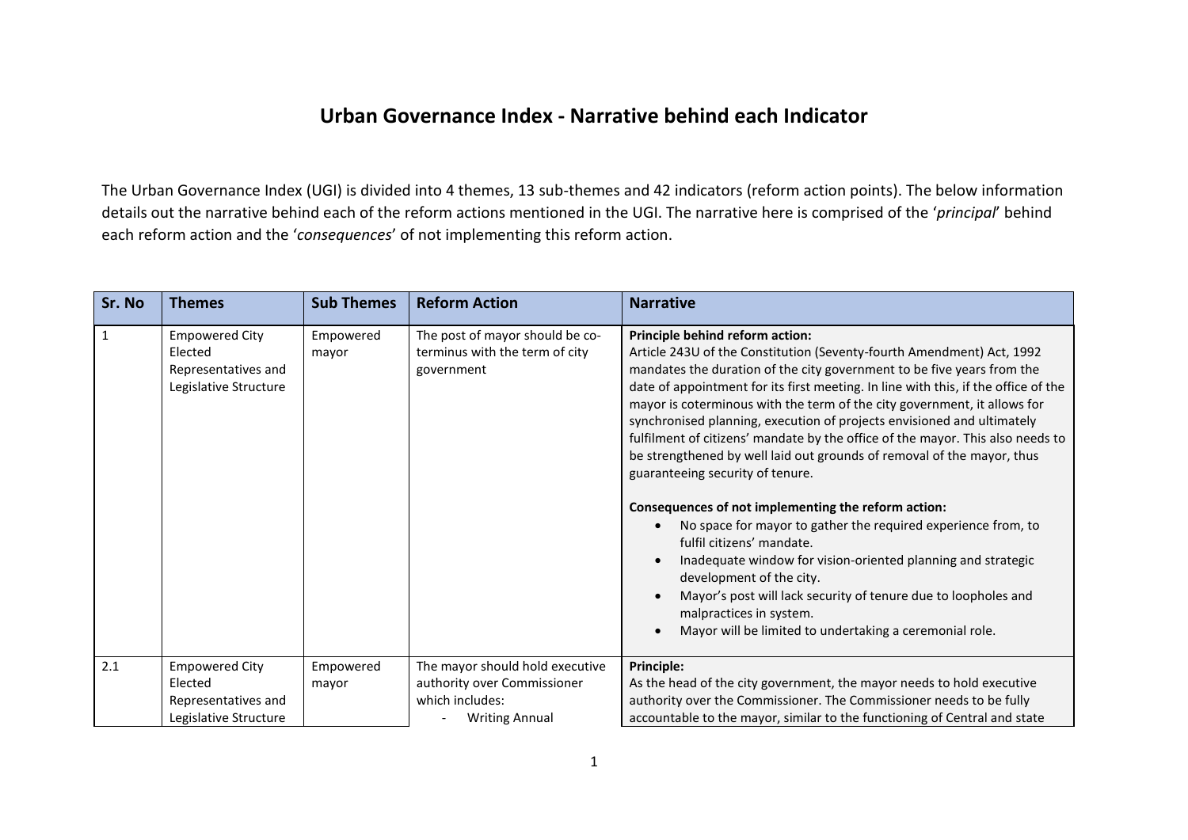# Urban Governance Index - Narrative behind each Indicator

The Urban Governance Index (UGI) is divided into 4 themes, 13 sub-themes and 42 indicators (reform action points). The below information details out the narrative behind each of the reform actions mentioned in the UGI. The narrative here is comprised of the '*principal*' behind each reform action and the '*consequences*' of not implementing this reform action.

| Sr. No | Themes | Sub Themes | Reform Action | Narrative |
|---|---|---|---|---|
| 1 | Empowered City Elected Representatives and Legislative Structure | Empowered mayor | The post of mayor should be co-terminus with the term of city government | **Principle behind reform action:**<br>Article 243U of the Constitution (Seventy-fourth Amendment) Act, 1992 mandates the duration of the city government to be five years from the date of appointment for its first meeting. In line with this, if the office of the mayor is coterminous with the term of the city government, it allows for synchronised planning, execution of projects envisioned and ultimately fulfilment of citizens' mandate by the office of the mayor. This also needs to be strengthened by well laid out grounds of removal of the mayor, thus guaranteeing security of tenure.<br><br>**Consequences of not implementing the reform action:**<br>• No space for mayor to gather the required experience from, to fulfil citizens' mandate.<br>• Inadequate window for vision-oriented planning and strategic development of the city.<br>• Mayor's post will lack security of tenure due to loopholes and malpractices in system.<br>• Mayor will be limited to undertaking a ceremonial role. |
| 2.1 | Empowered City Elected Representatives and Legislative Structure | Empowered mayor | The mayor should hold executive authority over Commissioner which includes:<br>- Writing Annual | **Principle:**<br>As the head of the city government, the mayor needs to hold executive authority over the Commissioner. The Commissioner needs to be fully accountable to the mayor, similar to the functioning of Central and state |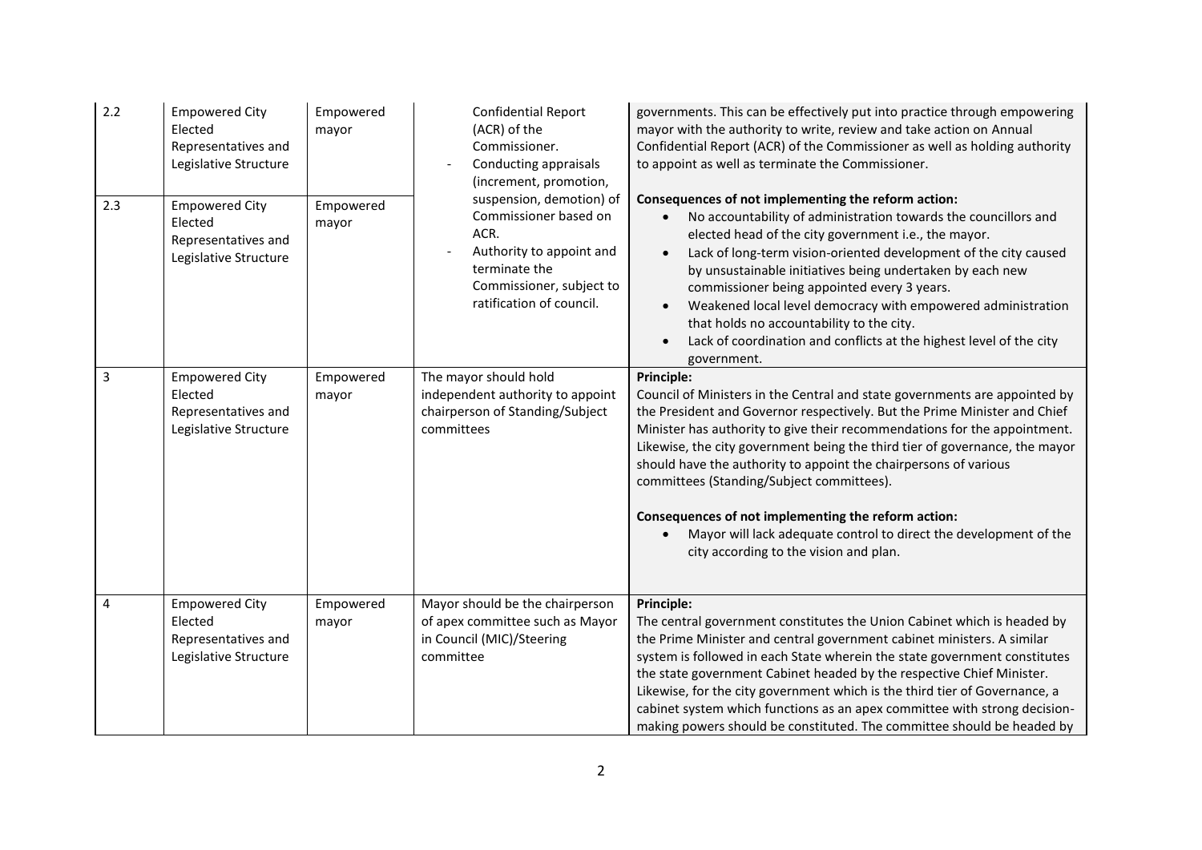| 2.2 | Empowered City Elected Representatives and Legislative Structure | Empowered mayor | Confidential Report (ACR) of the Commissioner.<br>- Conducting appraisals (increment, promotion, suspension, demotion) of Commissioner based on ACR.<br>- Authority to appoint and terminate the Commissioner, subject to ratification of council. | governments. This can be effectively put into practice through empowering mayor with the authority to write, review and take action on Annual Confidential Report (ACR) of the Commissioner as well as holding authority to appoint as well as terminate the Commissioner.<br><br>**Consequences of not implementing the reform action:**<br>• No accountability of administration towards the councillors and elected head of the city government i.e., the mayor.<br>• Lack of long-term vision-oriented development of the city caused by unsustainable initiatives being undertaken by each new commissioner being appointed every 3 years.<br>• Weakened local level democracy with empowered administration that holds no accountability to the city.<br>• Lack of coordination and conflicts at the highest level of the city government. |
|---|---|---|---|---|
| 2.3 | Empowered City Elected Representatives and Legislative Structure | Empowered mayor | | |
| 3 | Empowered City Elected Representatives and Legislative Structure | Empowered mayor | The mayor should hold independent authority to appoint chairperson of Standing/Subject committees | **Principle:**<br>Council of Ministers in the Central and state governments are appointed by the President and Governor respectively. But the Prime Minister and Chief Minister has authority to give their recommendations for the appointment. Likewise, the city government being the third tier of governance, the mayor should have the authority to appoint the chairpersons of various committees (Standing/Subject committees).<br><br>**Consequences of not implementing the reform action:**<br>• Mayor will lack adequate control to direct the development of the city according to the vision and plan. |
| 4 | Empowered City Elected Representatives and Legislative Structure | Empowered mayor | Mayor should be the chairperson of apex committee such as Mayor in Council (MIC)/Steering committee | **Principle:**<br>The central government constitutes the Union Cabinet which is headed by the Prime Minister and central government cabinet ministers. A similar system is followed in each State wherein the state government constitutes the state government Cabinet headed by the respective Chief Minister. Likewise, for the city government which is the third tier of Governance, a cabinet system which functions as an apex committee with strong decision-making powers should be constituted. The committee should be headed by |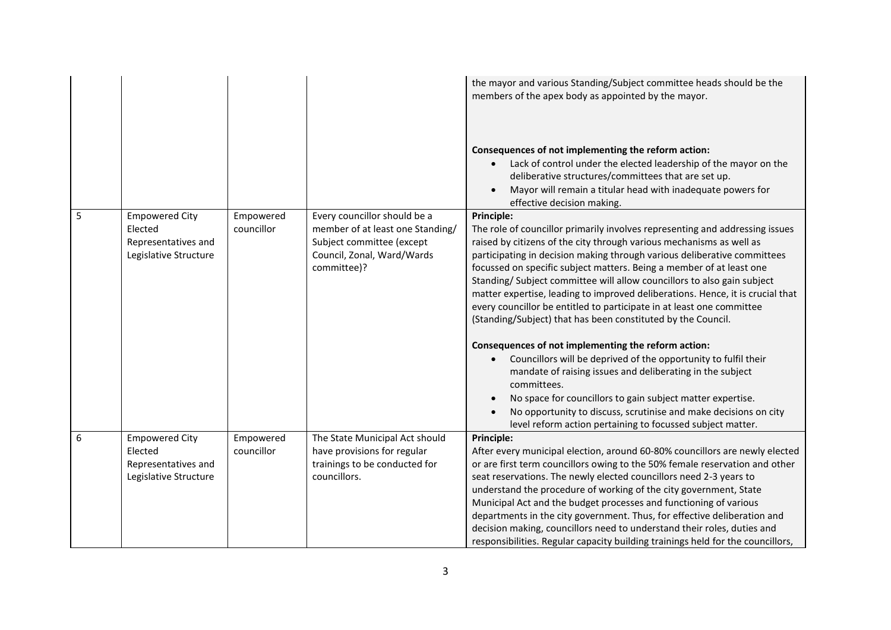| | | | | |
|---|---|---|---|---|
| | | | | the mayor and various Standing/Subject committee heads should be the members of the apex body as appointed by the mayor.<br><br>**Consequences of not implementing the reform action:**<br>• Lack of control under the elected leadership of the mayor on the deliberative structures/committees that are set up.<br>• Mayor will remain a titular head with inadequate powers for effective decision making. |
| 5 | Empowered City Elected Representatives and Legislative Structure | Empowered councillor | Every councillor should be a member of at least one Standing/ Subject committee (except Council, Zonal, Ward/Wards committee)? | **Principle:**<br>The role of councillor primarily involves representing and addressing issues raised by citizens of the city through various mechanisms as well as participating in decision making through various deliberative committees focussed on specific subject matters. Being a member of at least one Standing/ Subject committee will allow councillors to also gain subject matter expertise, leading to improved deliberations. Hence, it is crucial that every councillor be entitled to participate in at least one committee (Standing/Subject) that has been constituted by the Council.<br><br>**Consequences of not implementing the reform action:**<br>• Councillors will be deprived of the opportunity to fulfil their mandate of raising issues and deliberating in the subject committees.<br>• No space for councillors to gain subject matter expertise.<br>• No opportunity to discuss, scrutinise and make decisions on city level reform action pertaining to focussed subject matter. |
| 6 | Empowered City Elected Representatives and Legislative Structure | Empowered councillor | The State Municipal Act should have provisions for regular trainings to be conducted for councillors. | **Principle:**<br>After every municipal election, around 60-80% councillors are newly elected or are first term councillors owing to the 50% female reservation and other seat reservations. The newly elected councillors need 2-3 years to understand the procedure of working of the city government, State Municipal Act and the budget processes and functioning of various departments in the city government. Thus, for effective deliberation and decision making, councillors need to understand their roles, duties and responsibilities. Regular capacity building trainings held for the councillors, |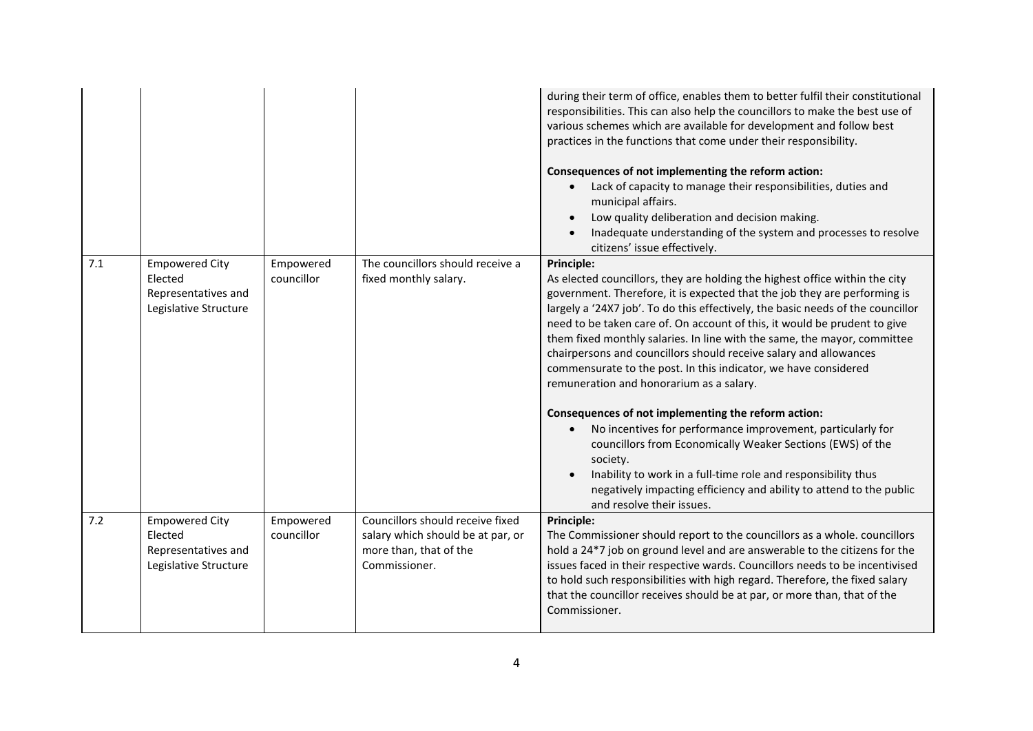| | | | | |
|---|---|---|---|---|
| | | | | during their term of office, enables them to better fulfil their constitutional responsibilities. This can also help the councillors to make the best use of various schemes which are available for development and follow best practices in the functions that come under their responsibility.<br><br>**Consequences of not implementing the reform action:**<br>• Lack of capacity to manage their responsibilities, duties and municipal affairs.<br>• Low quality deliberation and decision making.<br>• Inadequate understanding of the system and processes to resolve citizens' issue effectively. |
| 7.1 | Empowered City Elected Representatives and Legislative Structure | Empowered councillor | The councillors should receive a fixed monthly salary. | **Principle:**<br>As elected councillors, they are holding the highest office within the city government. Therefore, it is expected that the job they are performing is largely a '24X7 job'. To do this effectively, the basic needs of the councillor need to be taken care of. On account of this, it would be prudent to give them fixed monthly salaries. In line with the same, the mayor, committee chairpersons and councillors should receive salary and allowances commensurate to the post. In this indicator, we have considered remuneration and honorarium as a salary.<br><br>**Consequences of not implementing the reform action:**<br>• No incentives for performance improvement, particularly for councillors from Economically Weaker Sections (EWS) of the society.<br>• Inability to work in a full-time role and responsibility thus negatively impacting efficiency and ability to attend to the public and resolve their issues. |
| 7.2 | Empowered City Elected Representatives and Legislative Structure | Empowered councillor | Councillors should receive fixed salary which should be at par, or more than, that of the Commissioner. | **Principle:**<br>The Commissioner should report to the councillors as a whole. councillors hold a 24*7 job on ground level and are answerable to the citizens for the issues faced in their respective wards. Councillors needs to be incentivised to hold such responsibilities with high regard. Therefore, the fixed salary that the councillor receives should be at par, or more than, that of the Commissioner. |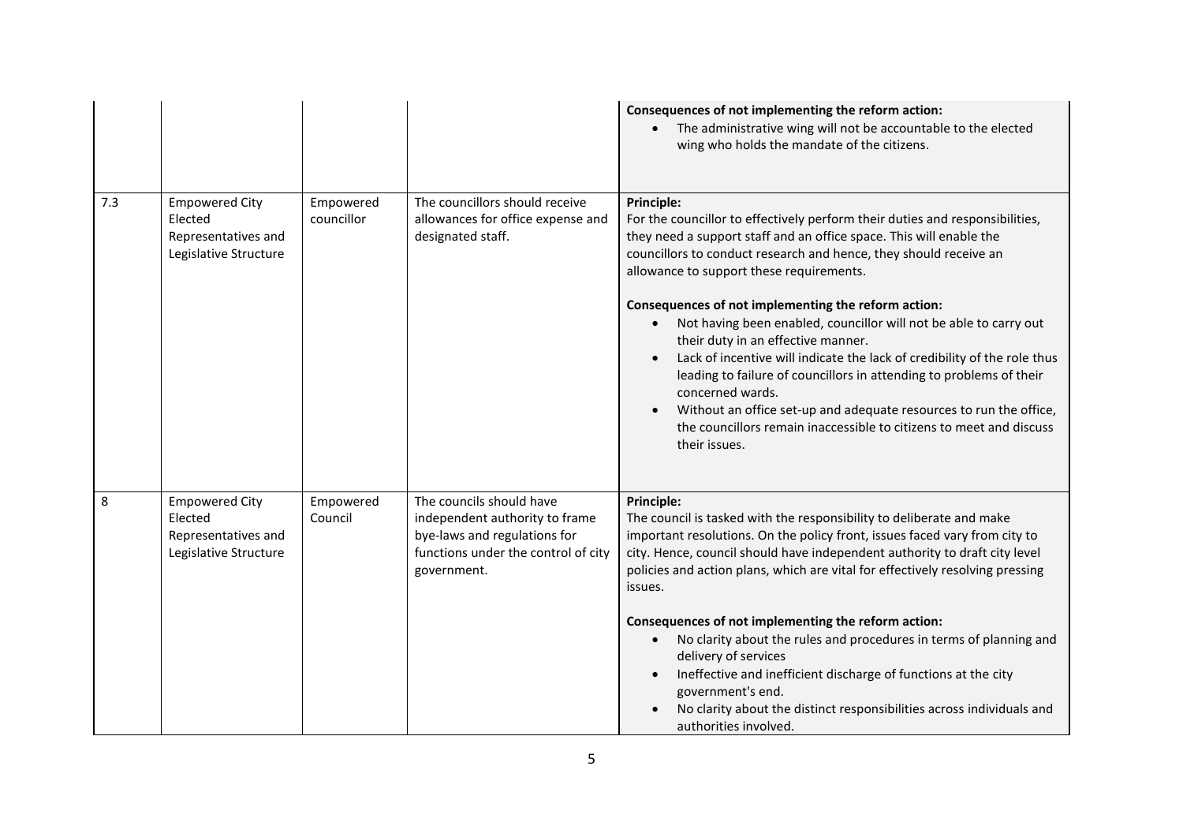| | | | | |
|---|---|---|---|---|
| | | | | **Consequences of not implementing the reform action:**<br>• The administrative wing will not be accountable to the elected wing who holds the mandate of the citizens. |
| 7.3 | Empowered City Elected Representatives and Legislative Structure | Empowered councillor | The councillors should receive allowances for office expense and designated staff. | **Principle:**<br>For the councillor to effectively perform their duties and responsibilities, they need a support staff and an office space. This will enable the councillors to conduct research and hence, they should receive an allowance to support these requirements.<br><br>**Consequences of not implementing the reform action:**<br>• Not having been enabled, councillor will not be able to carry out their duty in an effective manner.<br>• Lack of incentive will indicate the lack of credibility of the role thus leading to failure of councillors in attending to problems of their concerned wards.<br>• Without an office set-up and adequate resources to run the office, the councillors remain inaccessible to citizens to meet and discuss their issues. |
| 8 | Empowered City Elected Representatives and Legislative Structure | Empowered Council | The councils should have independent authority to frame bye-laws and regulations for functions under the control of city government. | **Principle:**<br>The council is tasked with the responsibility to deliberate and make important resolutions. On the policy front, issues faced vary from city to city. Hence, council should have independent authority to draft city level policies and action plans, which are vital for effectively resolving pressing issues.<br><br>**Consequences of not implementing the reform action:**<br>• No clarity about the rules and procedures in terms of planning and delivery of services<br>• Ineffective and inefficient discharge of functions at the city government's end.<br>• No clarity about the distinct responsibilities across individuals and authorities involved. |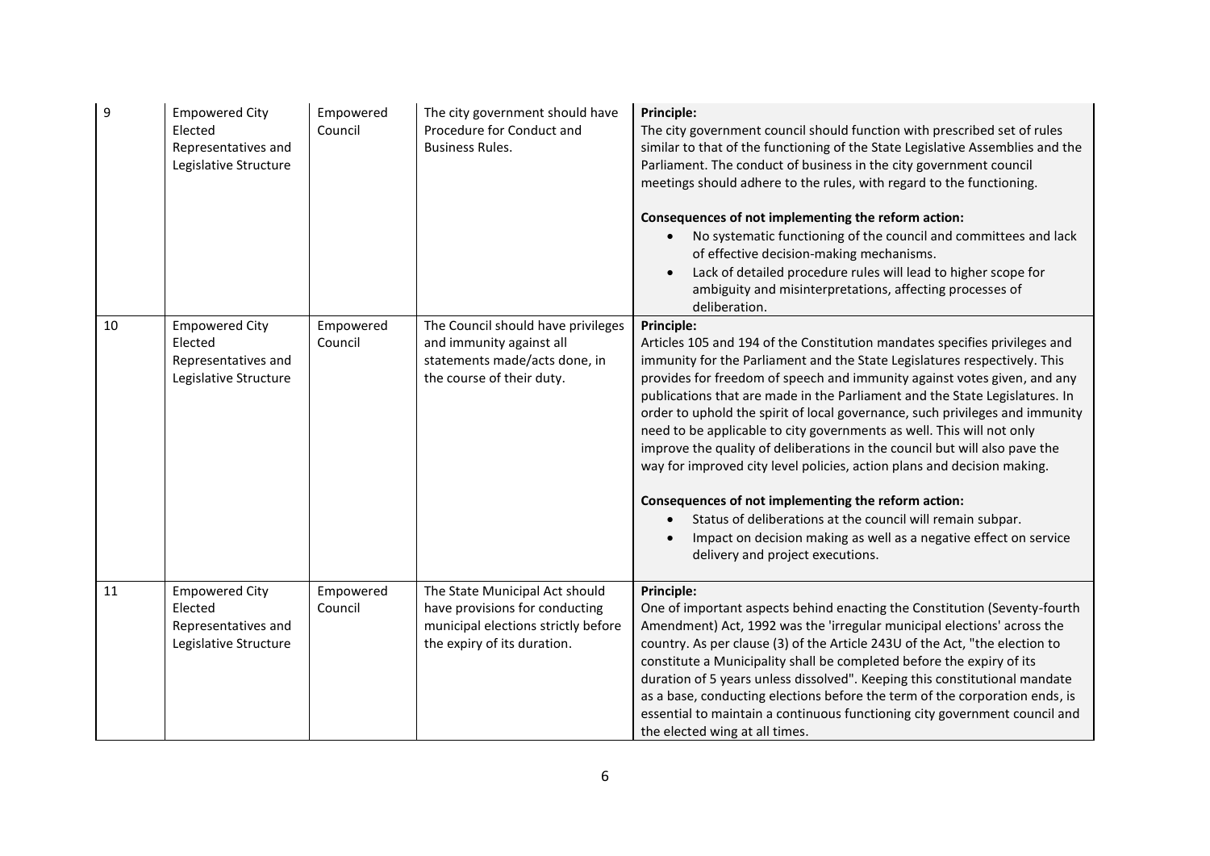| 9 | Empowered City Elected Representatives and Legislative Structure | Empowered Council | The city government should have Procedure for Conduct and Business Rules. | **Principle:**<br>The city government council should function with prescribed set of rules similar to that of the functioning of the State Legislative Assemblies and the Parliament. The conduct of business in the city government council meetings should adhere to the rules, with regard to the functioning.<br><br>**Consequences of not implementing the reform action:**<br>• No systematic functioning of the council and committees and lack of effective decision-making mechanisms.<br>• Lack of detailed procedure rules will lead to higher scope for ambiguity and misinterpretations, affecting processes of deliberation. |
|---|---|---|---|---|
| 10 | Empowered City Elected Representatives and Legislative Structure | Empowered Council | The Council should have privileges and immunity against all statements made/acts done, in the course of their duty. | **Principle:**<br>Articles 105 and 194 of the Constitution mandates specifies privileges and immunity for the Parliament and the State Legislatures respectively. This provides for freedom of speech and immunity against votes given, and any publications that are made in the Parliament and the State Legislatures. In order to uphold the spirit of local governance, such privileges and immunity need to be applicable to city governments as well. This will not only improve the quality of deliberations in the council but will also pave the way for improved city level policies, action plans and decision making.<br><br>**Consequences of not implementing the reform action:**<br>• Status of deliberations at the council will remain subpar.<br>• Impact on decision making as well as a negative effect on service delivery and project executions. |
| 11 | Empowered City Elected Representatives and Legislative Structure | Empowered Council | The State Municipal Act should have provisions for conducting municipal elections strictly before the expiry of its duration. | **Principle:**<br>One of important aspects behind enacting the Constitution (Seventy-fourth Amendment) Act, 1992 was the 'irregular municipal elections' across the country. As per clause (3) of the Article 243U of the Act, "the election to constitute a Municipality shall be completed before the expiry of its duration of 5 years unless dissolved". Keeping this constitutional mandate as a base, conducting elections before the term of the corporation ends, is essential to maintain a continuous functioning city government council and the elected wing at all times. |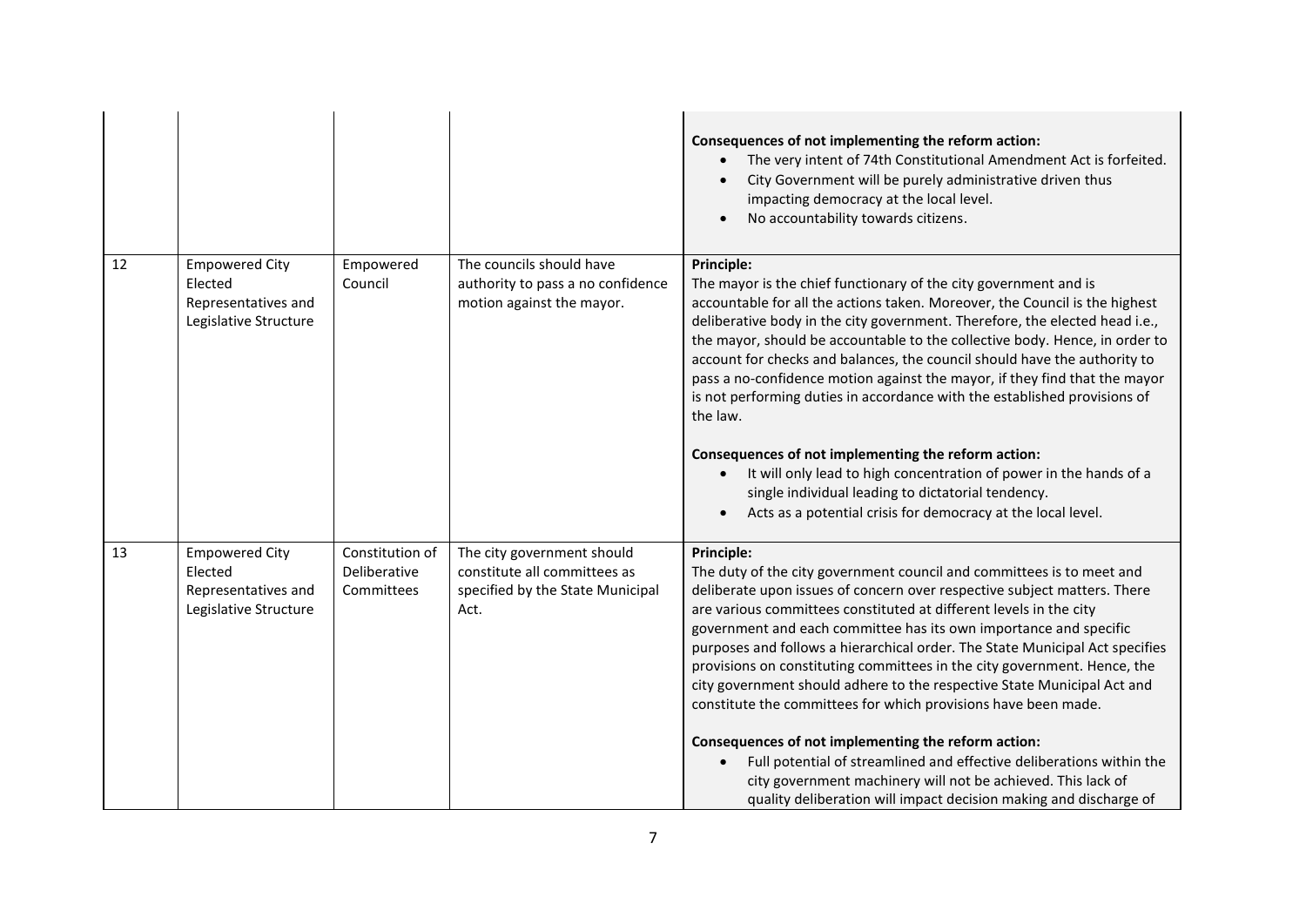| | | | | |
|---|---|---|---|---|
| | | | | **Consequences of not implementing the reform action:**<br>• The very intent of 74th Constitutional Amendment Act is forfeited.<br>• City Government will be purely administrative driven thus impacting democracy at the local level.<br>• No accountability towards citizens. |
| 12 | Empowered City Elected Representatives and Legislative Structure | Empowered Council | The councils should have authority to pass a no confidence motion against the mayor. | **Principle:**<br>The mayor is the chief functionary of the city government and is accountable for all the actions taken. Moreover, the Council is the highest deliberative body in the city government. Therefore, the elected head i.e., the mayor, should be accountable to the collective body. Hence, in order to account for checks and balances, the council should have the authority to pass a no-confidence motion against the mayor, if they find that the mayor is not performing duties in accordance with the established provisions of the law.<br><br>**Consequences of not implementing the reform action:**<br>• It will only lead to high concentration of power in the hands of a single individual leading to dictatorial tendency.<br>• Acts as a potential crisis for democracy at the local level. |
| 13 | Empowered City Elected Representatives and Legislative Structure | Constitution of Deliberative Committees | The city government should constitute all committees as specified by the State Municipal Act. | **Principle:**<br>The duty of the city government council and committees is to meet and deliberate upon issues of concern over respective subject matters. There are various committees constituted at different levels in the city government and each committee has its own importance and specific purposes and follows a hierarchical order. The State Municipal Act specifies provisions on constituting committees in the city government. Hence, the city government should adhere to the respective State Municipal Act and constitute the committees for which provisions have been made.<br><br>**Consequences of not implementing the reform action:**<br>• Full potential of streamlined and effective deliberations within the city government machinery will not be achieved. This lack of quality deliberation will impact decision making and discharge of |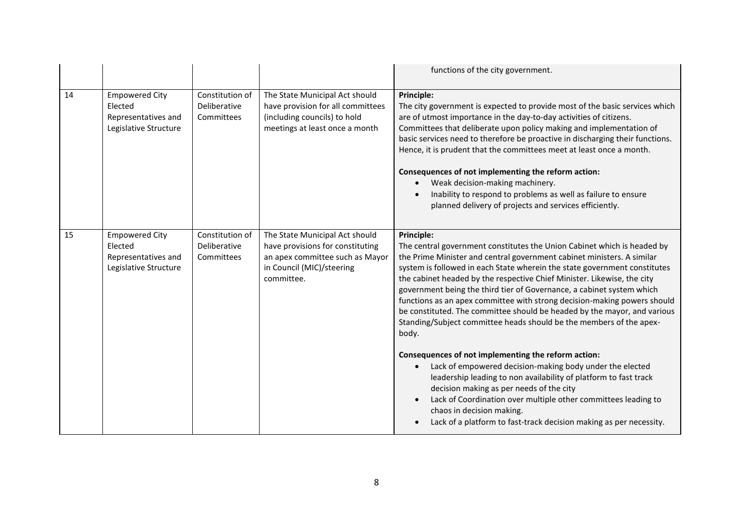| | | | | |
|---|---|---|---|---|
| | | | | functions of the city government. |
| 14 | Empowered City Elected Representatives and Legislative Structure | Constitution of Deliberative Committees | The State Municipal Act should have provision for all committees (including councils) to hold meetings at least once a month | **Principle:**<br>The city government is expected to provide most of the basic services which are of utmost importance in the day-to-day activities of citizens. Committees that deliberate upon policy making and implementation of basic services need to therefore be proactive in discharging their functions. Hence, it is prudent that the committees meet at least once a month.<br><br>**Consequences of not implementing the reform action:**<br>• Weak decision-making machinery.<br>• Inability to respond to problems as well as failure to ensure planned delivery of projects and services efficiently. |
| 15 | Empowered City Elected Representatives and Legislative Structure | Constitution of Deliberative Committees | The State Municipal Act should have provisions for constituting an apex committee such as Mayor in Council (MIC)/steering committee. | **Principle:**<br>The central government constitutes the Union Cabinet which is headed by the Prime Minister and central government cabinet ministers. A similar system is followed in each State wherein the state government constitutes the cabinet headed by the respective Chief Minister. Likewise, the city government being the third tier of Governance, a cabinet system which functions as an apex committee with strong decision-making powers should be constituted. The committee should be headed by the mayor, and various Standing/Subject committee heads should be the members of the apex-body.<br><br>**Consequences of not implementing the reform action:**<br>• Lack of empowered decision-making body under the elected leadership leading to non availability of platform to fast track decision making as per needs of the city<br>• Lack of Coordination over multiple other committees leading to chaos in decision making.<br>• Lack of a platform to fast-track decision making as per necessity. |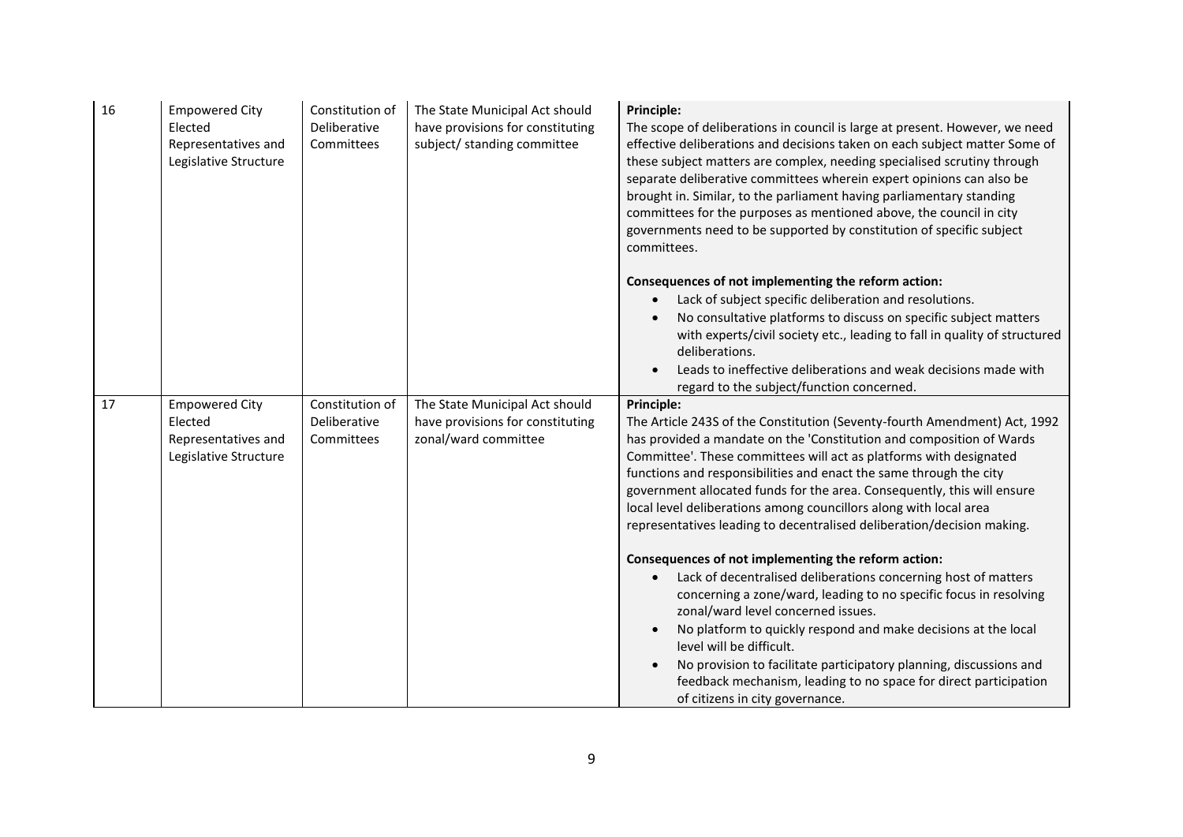| 16 | Empowered City Elected Representatives and Legislative Structure | Constitution of Deliberative Committees | The State Municipal Act should have provisions for constituting subject/ standing committee | **Principle:**<br>The scope of deliberations in council is large at present. However, we need effective deliberations and decisions taken on each subject matter Some of these subject matters are complex, needing specialised scrutiny through separate deliberative committees wherein expert opinions can also be brought in. Similar, to the parliament having parliamentary standing committees for the purposes as mentioned above, the council in city governments need to be supported by constitution of specific subject committees.<br><br>**Consequences of not implementing the reform action:**<br>• Lack of subject specific deliberation and resolutions.<br>• No consultative platforms to discuss on specific subject matters with experts/civil society etc., leading to fall in quality of structured deliberations.<br>• Leads to ineffective deliberations and weak decisions made with regard to the subject/function concerned. |
|---|---|---|---|---|
| 17 | Empowered City Elected Representatives and Legislative Structure | Constitution of Deliberative Committees | The State Municipal Act should have provisions for constituting zonal/ward committee | **Principle:**<br>The Article 243S of the Constitution (Seventy-fourth Amendment) Act, 1992 has provided a mandate on the 'Constitution and composition of Wards Committee'. These committees will act as platforms with designated functions and responsibilities and enact the same through the city government allocated funds for the area. Consequently, this will ensure local level deliberations among councillors along with local area representatives leading to decentralised deliberation/decision making.<br><br>**Consequences of not implementing the reform action:**<br>• Lack of decentralised deliberations concerning host of matters concerning a zone/ward, leading to no specific focus in resolving zonal/ward level concerned issues.<br>• No platform to quickly respond and make decisions at the local level will be difficult.<br>• No provision to facilitate participatory planning, discussions and feedback mechanism, leading to no space for direct participation of citizens in city governance. |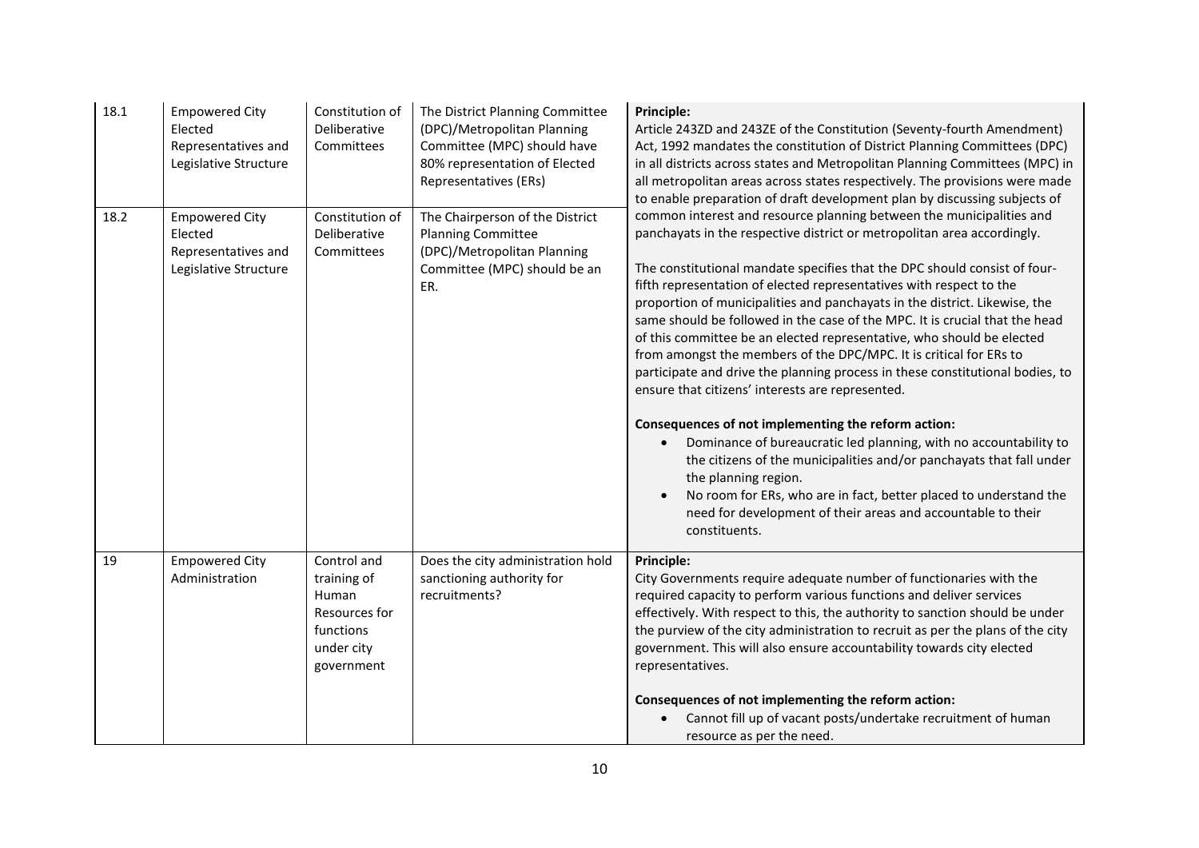| | | | | |
|---|---|---|---|---|
| 18.1 | Empowered City Elected Representatives and Legislative Structure | Constitution of Deliberative Committees | The District Planning Committee (DPC)/Metropolitan Planning Committee (MPC) should have 80% representation of Elected Representatives (ERs) | **Principle:**<br>Article 243ZD and 243ZE of the Constitution (Seventy-fourth Amendment) Act, 1992 mandates the constitution of District Planning Committees (DPC) in all districts across states and Metropolitan Planning Committees (MPC) in all metropolitan areas across states respectively. The provisions were made to enable preparation of draft development plan by discussing subjects of common interest and resource planning between the municipalities and panchayats in the respective district or metropolitan area accordingly.<br><br>The constitutional mandate specifies that the DPC should consist of four-fifth representation of elected representatives with respect to the proportion of municipalities and panchayats in the district. Likewise, the same should be followed in the case of the MPC. It is crucial that the head of this committee be an elected representative, who should be elected from amongst the members of the DPC/MPC. It is critical for ERs to participate and drive the planning process in these constitutional bodies, to ensure that citizens' interests are represented.<br><br>**Consequences of not implementing the reform action:**<br>• Dominance of bureaucratic led planning, with no accountability to the citizens of the municipalities and/or panchayats that fall under the planning region.<br>• No room for ERs, who are in fact, better placed to understand the need for development of their areas and accountable to their constituents. |
| 18.2 | Empowered City Elected Representatives and Legislative Structure | Constitution of Deliberative Committees | The Chairperson of the District Planning Committee (DPC)/Metropolitan Planning Committee (MPC) should be an ER. | |
| 19 | Empowered City Administration | Control and training of Human Resources for functions under city government | Does the city administration hold sanctioning authority for recruitments? | **Principle:**<br>City Governments require adequate number of functionaries with the required capacity to perform various functions and deliver services effectively. With respect to this, the authority to sanction should be under the purview of the city administration to recruit as per the plans of the city government. This will also ensure accountability towards city elected representatives.<br><br>**Consequences of not implementing the reform action:**<br>• Cannot fill up of vacant posts/undertake recruitment of human resource as per the need. |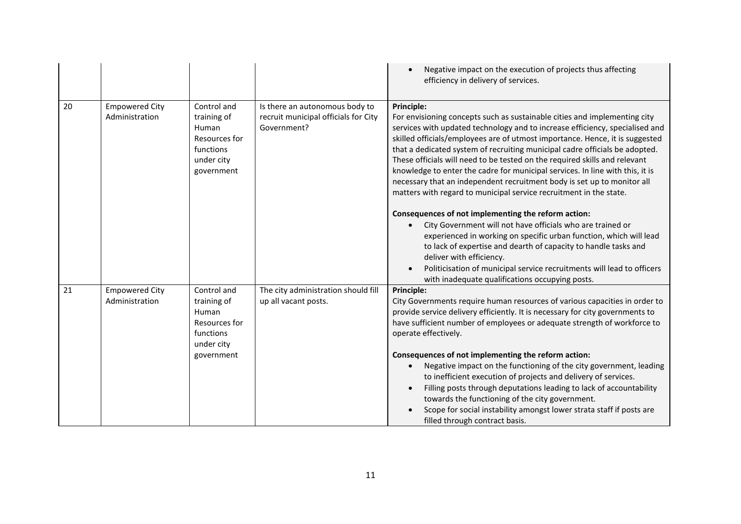| | | | | |
|---|---|---|---|---|
| | | | | • Negative impact on the execution of projects thus affecting efficiency in delivery of services. |
| 20 | Empowered City Administration | Control and training of Human Resources for functions under city government | Is there an autonomous body to recruit municipal officials for City Government? | **Principle:**<br>For envisioning concepts such as sustainable cities and implementing city services with updated technology and to increase efficiency, specialised and skilled officials/employees are of utmost importance. Hence, it is suggested that a dedicated system of recruiting municipal cadre officials be adopted. These officials will need to be tested on the required skills and relevant knowledge to enter the cadre for municipal services. In line with this, it is necessary that an independent recruitment body is set up to monitor all matters with regard to municipal service recruitment in the state.<br><br>**Consequences of not implementing the reform action:**<br>• City Government will not have officials who are trained or experienced in working on specific urban function, which will lead to lack of expertise and dearth of capacity to handle tasks and deliver with efficiency.<br>• Politicisation of municipal service recruitments will lead to officers with inadequate qualifications occupying posts. |
| 21 | Empowered City Administration | Control and training of Human Resources for functions under city government | The city administration should fill up all vacant posts. | **Principle:**<br>City Governments require human resources of various capacities in order to provide service delivery efficiently. It is necessary for city governments to have sufficient number of employees or adequate strength of workforce to operate effectively.<br><br>**Consequences of not implementing the reform action:**<br>• Negative impact on the functioning of the city government, leading to inefficient execution of projects and delivery of services.<br>• Filling posts through deputations leading to lack of accountability towards the functioning of the city government.<br>• Scope for social instability amongst lower strata staff if posts are filled through contract basis. |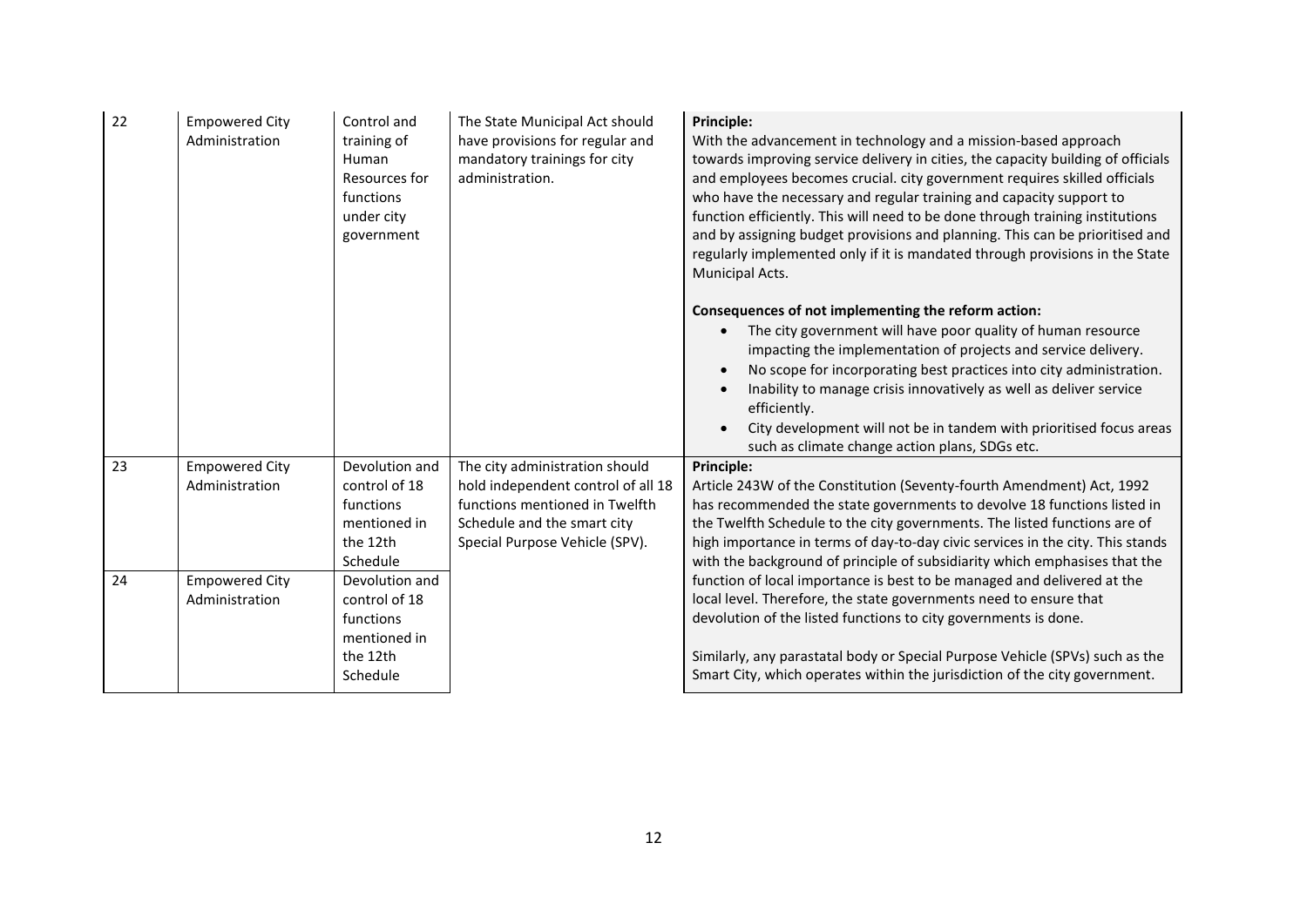| 22 | Empowered City Administration | Control and training of Human Resources for functions under city government | The State Municipal Act should have provisions for regular and mandatory trainings for city administration. | **Principle:**<br>With the advancement in technology and a mission-based approach towards improving service delivery in cities, the capacity building of officials and employees becomes crucial. city government requires skilled officials who have the necessary and regular training and capacity support to function efficiently. This will need to be done through training institutions and by assigning budget provisions and planning. This can be prioritised and regularly implemented only if it is mandated through provisions in the State Municipal Acts.<br><br>**Consequences of not implementing the reform action:**<br>• The city government will have poor quality of human resource impacting the implementation of projects and service delivery.<br>• No scope for incorporating best practices into city administration.<br>• Inability to manage crisis innovatively as well as deliver service efficiently.<br>• City development will not be in tandem with prioritised focus areas such as climate change action plans, SDGs etc. |
|---|---|---|---|---|
| 23 | Empowered City Administration | Devolution and control of 18 functions mentioned in the 12th Schedule | The city administration should hold independent control of all 18 functions mentioned in Twelfth Schedule and the smart city Special Purpose Vehicle (SPV). | **Principle:**<br>Article 243W of the Constitution (Seventy-fourth Amendment) Act, 1992 has recommended the state governments to devolve 18 functions listed in the Twelfth Schedule to the city governments. The listed functions are of high importance in terms of day-to-day civic services in the city. This stands with the background of principle of subsidiarity which emphasises that the function of local importance is best to be managed and delivered at the local level. Therefore, the state governments need to ensure that devolution of the listed functions to city governments is done.<br><br>Similarly, any parastatal body or Special Purpose Vehicle (SPVs) such as the Smart City, which operates within the jurisdiction of the city government. |
| 24 | Empowered City Administration | Devolution and control of 18 functions mentioned in the 12th Schedule | | |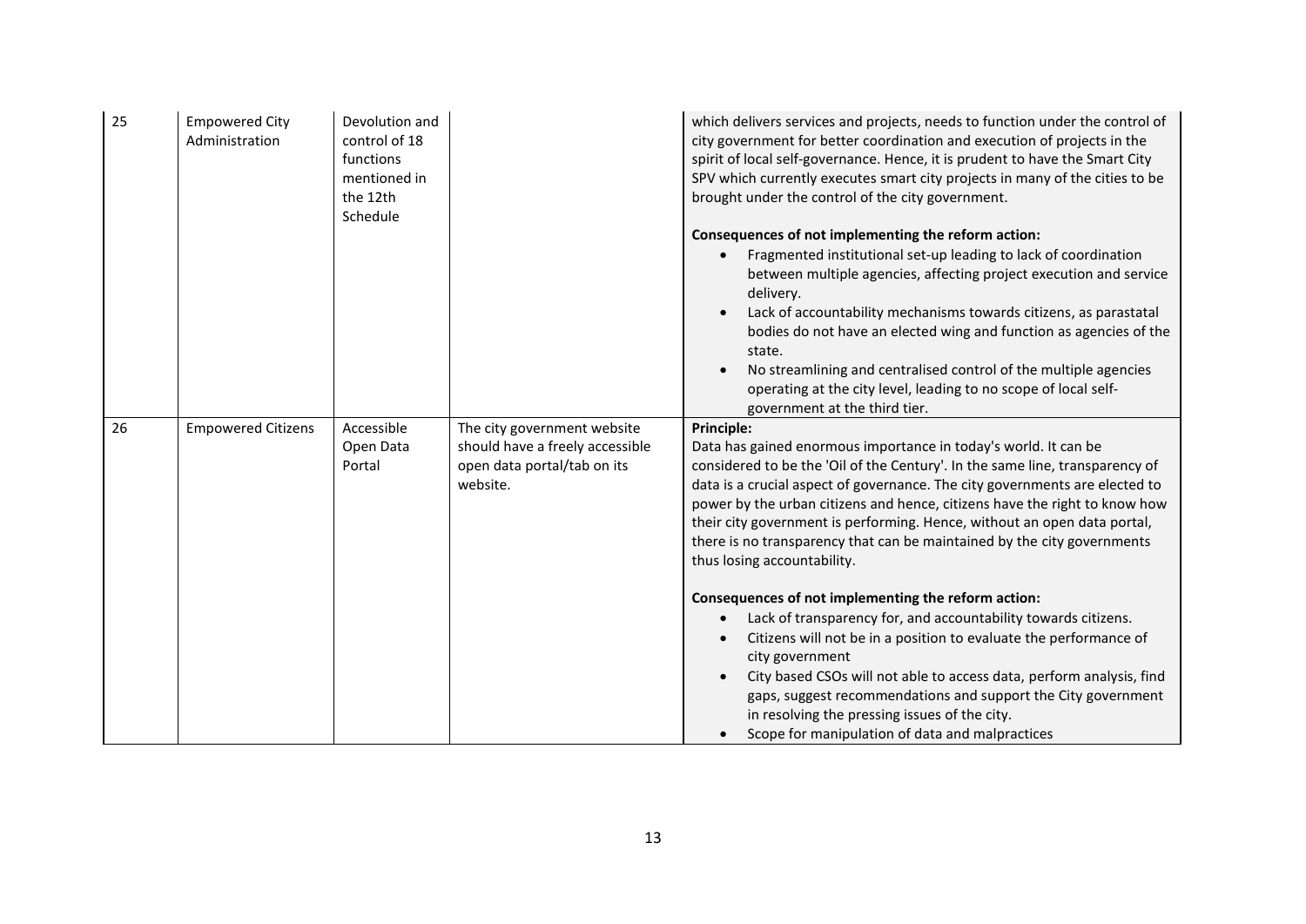| 25 | Empowered City Administration | Devolution and control of 18 functions mentioned in the 12th Schedule | | which delivers services and projects, needs to function under the control of city government for better coordination and execution of projects in the spirit of local self-governance. Hence, it is prudent to have the Smart City SPV which currently executes smart city projects in many of the cities to be brought under the control of the city government.<br><br>**Consequences of not implementing the reform action:**<br>• Fragmented institutional set-up leading to lack of coordination between multiple agencies, affecting project execution and service delivery.<br>• Lack of accountability mechanisms towards citizens, as parastatal bodies do not have an elected wing and function as agencies of the state.<br>• No streamlining and centralised control of the multiple agencies operating at the city level, leading to no scope of local self-government at the third tier. |
|---|---|---|---|---|
| 26 | Empowered Citizens | Accessible Open Data Portal | The city government website should have a freely accessible open data portal/tab on its website. | **Principle:**<br>Data has gained enormous importance in today's world. It can be considered to be the 'Oil of the Century'. In the same line, transparency of data is a crucial aspect of governance. The city governments are elected to power by the urban citizens and hence, citizens have the right to know how their city government is performing. Hence, without an open data portal, there is no transparency that can be maintained by the city governments thus losing accountability.<br><br>**Consequences of not implementing the reform action:**<br>• Lack of transparency for, and accountability towards citizens.<br>• Citizens will not be in a position to evaluate the performance of city government<br>• City based CSOs will not able to access data, perform analysis, find gaps, suggest recommendations and support the City government in resolving the pressing issues of the city.<br>• Scope for manipulation of data and malpractices |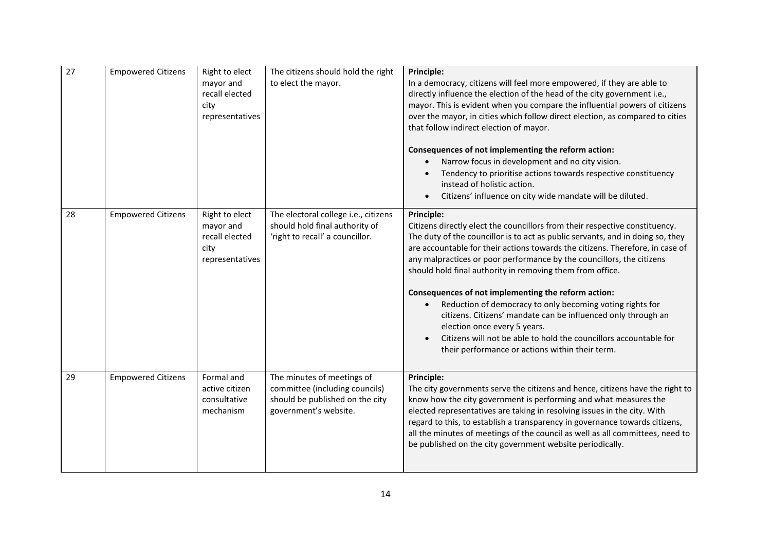| 27 | Empowered Citizens | Right to elect mayor and recall elected city representatives | The citizens should hold the right to elect the mayor. | **Principle:**<br>In a democracy, citizens will feel more empowered, if they are able to directly influence the election of the head of the city government i.e., mayor. This is evident when you compare the influential powers of citizens over the mayor, in cities which follow direct election, as compared to cities that follow indirect election of mayor.<br><br>**Consequences of not implementing the reform action:**<br>• Narrow focus in development and no city vision.<br>• Tendency to prioritise actions towards respective constituency instead of holistic action.<br>• Citizens' influence on city wide mandate will be diluted. |
|---|---|---|---|---|
| 28 | Empowered Citizens | Right to elect mayor and recall elected city representatives | The electoral college i.e., citizens should hold final authority of 'right to recall' a councillor. | **Principle:**<br>Citizens directly elect the councillors from their respective constituency. The duty of the councillor is to act as public servants, and in doing so, they are accountable for their actions towards the citizens. Therefore, in case of any malpractices or poor performance by the councillors, the citizens should hold final authority in removing them from office.<br><br>**Consequences of not implementing the reform action:**<br>• Reduction of democracy to only becoming voting rights for citizens. Citizens' mandate can be influenced only through an election once every 5 years.<br>• Citizens will not be able to hold the councillors accountable for their performance or actions within their term. |
| 29 | Empowered Citizens | Formal and active citizen consultative mechanism | The minutes of meetings of committee (including councils) should be published on the city government's website. | **Principle:**<br>The city governments serve the citizens and hence, citizens have the right to know how the city government is performing and what measures the elected representatives are taking in resolving issues in the city. With regard to this, to establish a transparency in governance towards citizens, all the minutes of meetings of the council as well as all committees, need to be published on the city government website periodically. |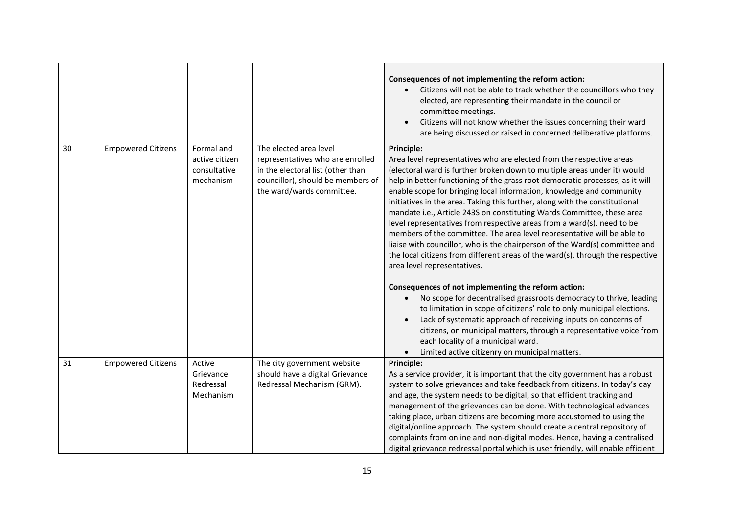| | | | | |
|---|---|---|---|---|
| | | | | **Consequences of not implementing the reform action:**<br>• Citizens will not be able to track whether the councillors who they elected, are representing their mandate in the council or committee meetings.<br>• Citizens will not know whether the issues concerning their ward are being discussed or raised in concerned deliberative platforms. |
| 30 | Empowered Citizens | Formal and active citizen consultative mechanism | The elected area level representatives who are enrolled in the electoral list (other than councillor), should be members of the ward/wards committee. | **Principle:**<br>Area level representatives who are elected from the respective areas (electoral ward is further broken down to multiple areas under it) would help in better functioning of the grass root democratic processes, as it will enable scope for bringing local information, knowledge and community initiatives in the area. Taking this further, along with the constitutional mandate i.e., Article 243S on constituting Wards Committee, these area level representatives from respective areas from a ward(s), need to be members of the committee. The area level representative will be able to liaise with councillor, who is the chairperson of the Ward(s) committee and the local citizens from different areas of the ward(s), through the respective area level representatives.<br><br>**Consequences of not implementing the reform action:**<br>• No scope for decentralised grassroots democracy to thrive, leading to limitation in scope of citizens' role to only municipal elections.<br>• Lack of systematic approach of receiving inputs on concerns of citizens, on municipal matters, through a representative voice from each locality of a municipal ward.<br>• Limited active citizenry on municipal matters. |
| 31 | Empowered Citizens | Active Grievance Redressal Mechanism | The city government website should have a digital Grievance Redressal Mechanism (GRM). | **Principle:**<br>As a service provider, it is important that the city government has a robust system to solve grievances and take feedback from citizens. In today's day and age, the system needs to be digital, so that efficient tracking and management of the grievances can be done. With technological advances taking place, urban citizens are becoming more accustomed to using the digital/online approach. The system should create a central repository of complaints from online and non-digital modes. Hence, having a centralised digital grievance redressal portal which is user friendly, will enable efficient |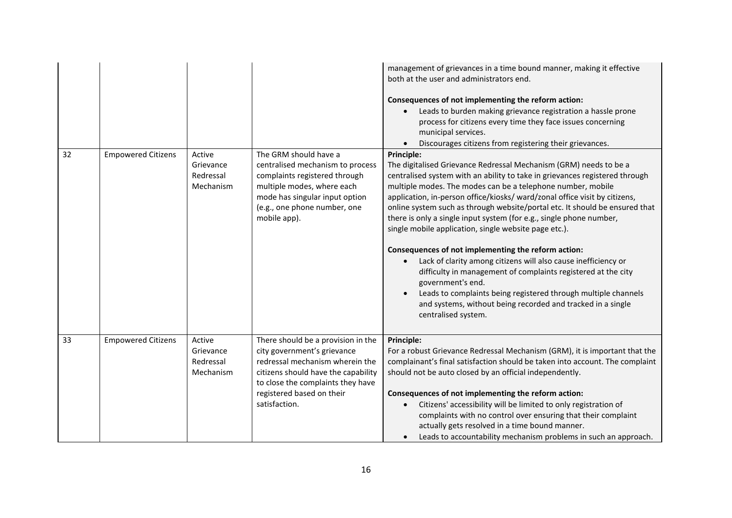| | | | | |
|---|---|---|---|---|
| | | | | management of grievances in a time bound manner, making it effective both at the user and administrators end.<br><br>**Consequences of not implementing the reform action:**<br>• Leads to burden making grievance registration a hassle prone process for citizens every time they face issues concerning municipal services.<br>• Discourages citizens from registering their grievances. |
| 32 | Empowered Citizens | Active Grievance Redressal Mechanism | The GRM should have a centralised mechanism to process complaints registered through multiple modes, where each mode has singular input option (e.g., one phone number, one mobile app). | **Principle:**<br>The digitalised Grievance Redressal Mechanism (GRM) needs to be a centralised system with an ability to take in grievances registered through multiple modes. The modes can be a telephone number, mobile application, in-person office/kiosks/ ward/zonal office visit by citizens, online system such as through website/portal etc. It should be ensured that there is only a single input system (for e.g., single phone number, single mobile application, single website page etc.).<br><br>**Consequences of not implementing the reform action:**<br>• Lack of clarity among citizens will also cause inefficiency or difficulty in management of complaints registered at the city government's end.<br>• Leads to complaints being registered through multiple channels and systems, without being recorded and tracked in a single centralised system. |
| 33 | Empowered Citizens | Active Grievance Redressal Mechanism | There should be a provision in the city government's grievance redressal mechanism wherein the citizens should have the capability to close the complaints they have registered based on their satisfaction. | **Principle:**<br>For a robust Grievance Redressal Mechanism (GRM), it is important that the complainant's final satisfaction should be taken into account. The complaint should not be auto closed by an official independently.<br><br>**Consequences of not implementing the reform action:**<br>• Citizens' accessibility will be limited to only registration of complaints with no control over ensuring that their complaint actually gets resolved in a time bound manner.<br>• Leads to accountability mechanism problems in such an approach. |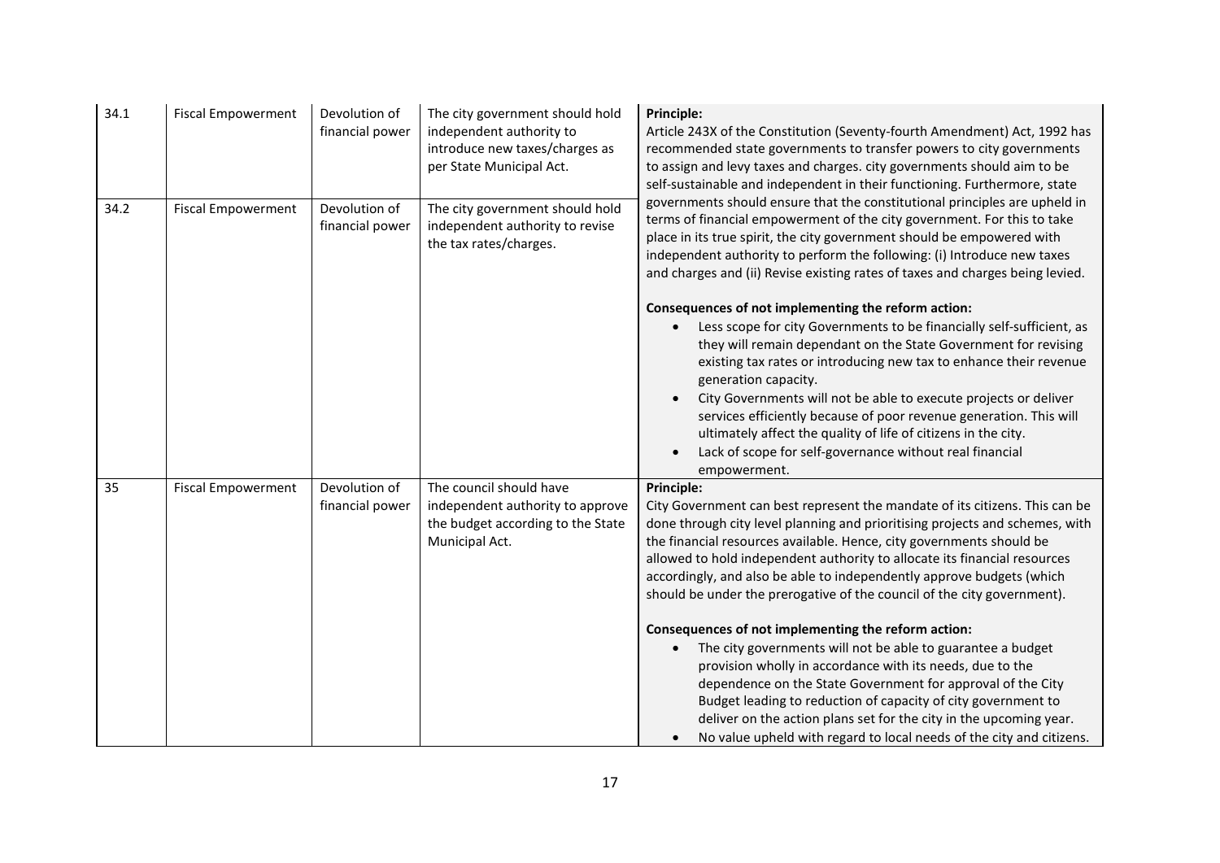| 34.1 | Fiscal Empowerment | Devolution of financial power | The city government should hold independent authority to introduce new taxes/charges as per State Municipal Act. | **Principle:**<br>Article 243X of the Constitution (Seventy-fourth Amendment) Act, 1992 has recommended state governments to transfer powers to city governments to assign and levy taxes and charges. city governments should aim to be self-sustainable and independent in their functioning. Furthermore, state governments should ensure that the constitutional principles are upheld in terms of financial empowerment of the city government. For this to take place in its true spirit, the city government should be empowered with independent authority to perform the following: (i) Introduce new taxes and charges and (ii) Revise existing rates of taxes and charges being levied.<br><br>**Consequences of not implementing the reform action:**<br>• Less scope for city Governments to be financially self-sufficient, as they will remain dependant on the State Government for revising existing tax rates or introducing new tax to enhance their revenue generation capacity.<br>• City Governments will not be able to execute projects or deliver services efficiently because of poor revenue generation. This will ultimately affect the quality of life of citizens in the city.<br>• Lack of scope for self-governance without real financial empowerment. |
|---|---|---|---|---|
| 34.2 | Fiscal Empowerment | Devolution of financial power | The city government should hold independent authority to revise the tax rates/charges. | |
| 35 | Fiscal Empowerment | Devolution of financial power | The council should have independent authority to approve the budget according to the State Municipal Act. | **Principle:**<br>City Government can best represent the mandate of its citizens. This can be done through city level planning and prioritising projects and schemes, with the financial resources available. Hence, city governments should be allowed to hold independent authority to allocate its financial resources accordingly, and also be able to independently approve budgets (which should be under the prerogative of the council of the city government).<br><br>**Consequences of not implementing the reform action:**<br>• The city governments will not be able to guarantee a budget provision wholly in accordance with its needs, due to the dependence on the State Government for approval of the City Budget leading to reduction of capacity of city government to deliver on the action plans set for the city in the upcoming year.<br>• No value upheld with regard to local needs of the city and citizens. |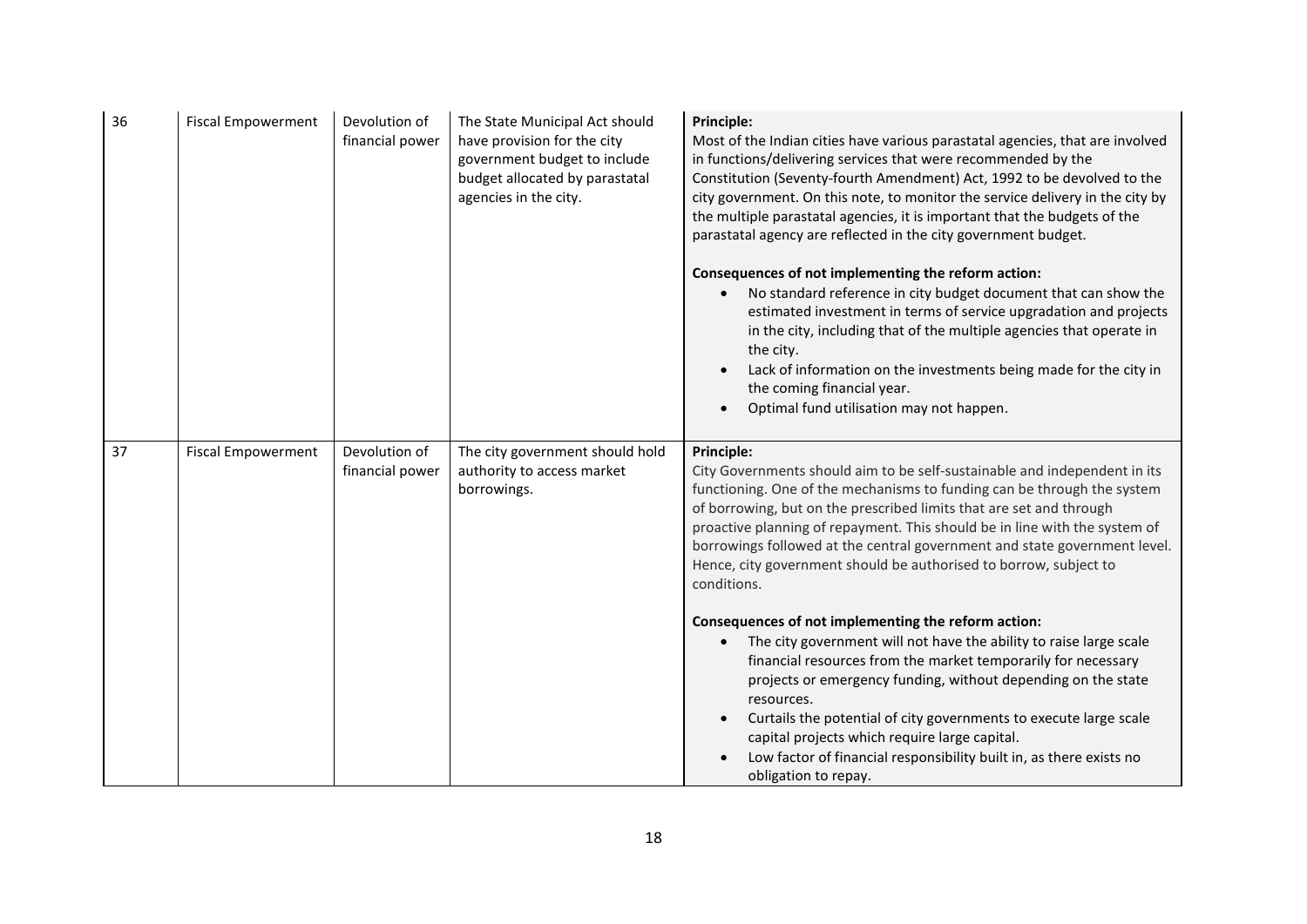| 36 | Fiscal Empowerment | Devolution of financial power | The State Municipal Act should have provision for the city government budget to include budget allocated by parastatal agencies in the city. | **Principle:**<br>Most of the Indian cities have various parastatal agencies, that are involved in functions/delivering services that were recommended by the Constitution (Seventy-fourth Amendment) Act, 1992 to be devolved to the city government. On this note, to monitor the service delivery in the city by the multiple parastatal agencies, it is important that the budgets of the parastatal agency are reflected in the city government budget.<br><br>**Consequences of not implementing the reform action:**<br>• No standard reference in city budget document that can show the estimated investment in terms of service upgradation and projects in the city, including that of the multiple agencies that operate in the city.<br>• Lack of information on the investments being made for the city in the coming financial year.<br>• Optimal fund utilisation may not happen. |
|---|---|---|---|---|
| 37 | Fiscal Empowerment | Devolution of financial power | The city government should hold authority to access market borrowings. | **Principle:**<br>City Governments should aim to be self-sustainable and independent in its functioning. One of the mechanisms to funding can be through the system of borrowing, but on the prescribed limits that are set and through proactive planning of repayment. This should be in line with the system of borrowings followed at the central government and state government level. Hence, city government should be authorised to borrow, subject to conditions.<br><br>**Consequences of not implementing the reform action:**<br>• The city government will not have the ability to raise large scale financial resources from the market temporarily for necessary projects or emergency funding, without depending on the state resources.<br>• Curtails the potential of city governments to execute large scale capital projects which require large capital.<br>• Low factor of financial responsibility built in, as there exists no obligation to repay. |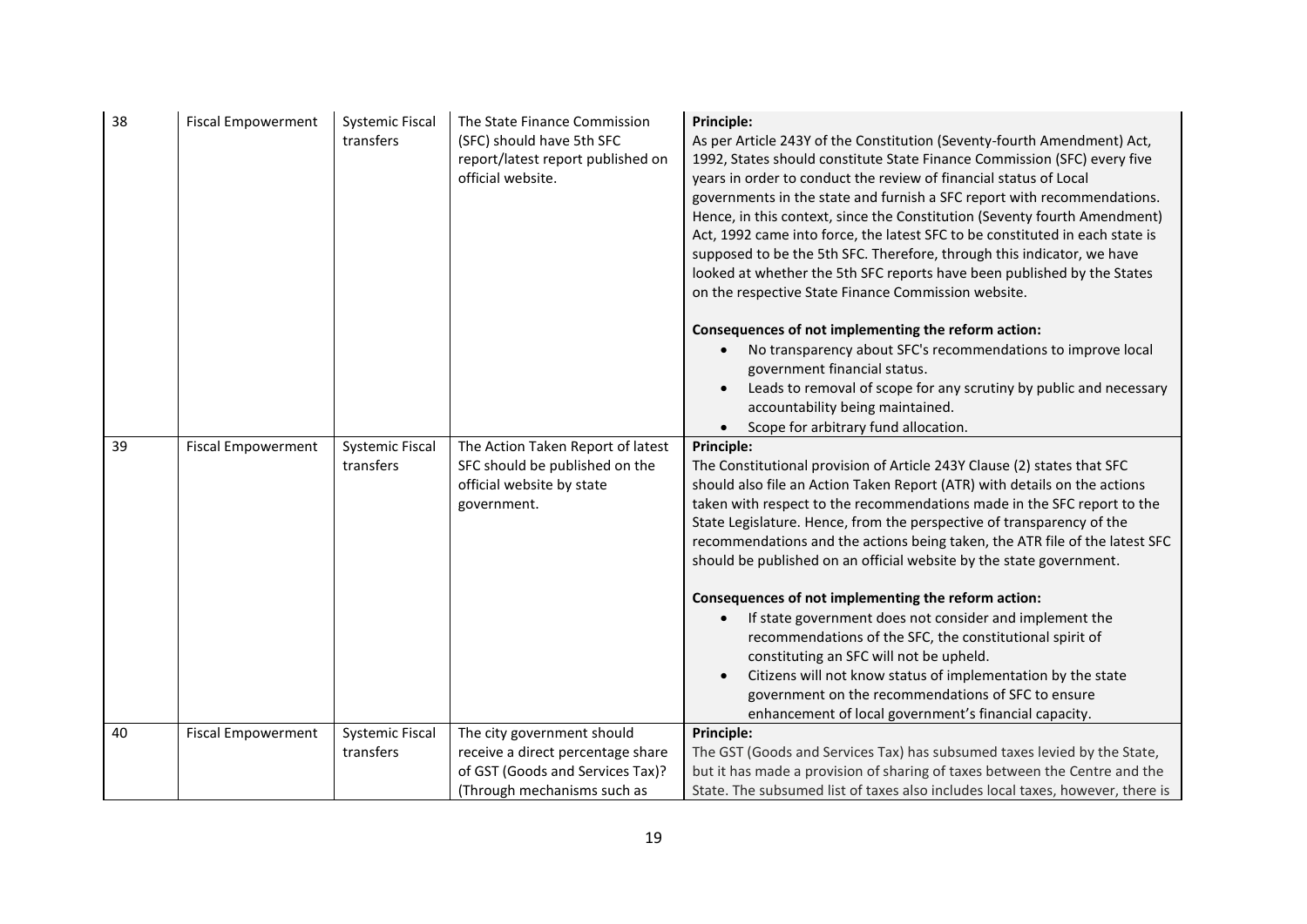| 38 | Fiscal Empowerment | Systemic Fiscal transfers | The State Finance Commission (SFC) should have 5th SFC report/latest report published on official website. | **Principle:**<br>As per Article 243Y of the Constitution (Seventy-fourth Amendment) Act, 1992, States should constitute State Finance Commission (SFC) every five years in order to conduct the review of financial status of Local governments in the state and furnish a SFC report with recommendations. Hence, in this context, since the Constitution (Seventy fourth Amendment) Act, 1992 came into force, the latest SFC to be constituted in each state is supposed to be the 5th SFC. Therefore, through this indicator, we have looked at whether the 5th SFC reports have been published by the States on the respective State Finance Commission website.<br><br>**Consequences of not implementing the reform action:**<br>• No transparency about SFC's recommendations to improve local government financial status.<br>• Leads to removal of scope for any scrutiny by public and necessary accountability being maintained.<br>• Scope for arbitrary fund allocation. |
|---|---|---|---|---|
| 39 | Fiscal Empowerment | Systemic Fiscal transfers | The Action Taken Report of latest SFC should be published on the official website by state government. | **Principle:**<br>The Constitutional provision of Article 243Y Clause (2) states that SFC should also file an Action Taken Report (ATR) with details on the actions taken with respect to the recommendations made in the SFC report to the State Legislature. Hence, from the perspective of transparency of the recommendations and the actions being taken, the ATR file of the latest SFC should be published on an official website by the state government.<br><br>**Consequences of not implementing the reform action:**<br>• If state government does not consider and implement the recommendations of the SFC, the constitutional spirit of constituting an SFC will not be upheld.<br>• Citizens will not know status of implementation by the state government on the recommendations of SFC to ensure enhancement of local government's financial capacity. |
| 40 | Fiscal Empowerment | Systemic Fiscal transfers | The city government should receive a direct percentage share of GST (Goods and Services Tax)? (Through mechanisms such as | **Principle:**<br>The GST (Goods and Services Tax) has subsumed taxes levied by the State, but it has made a provision of sharing of taxes between the Centre and the State. The subsumed list of taxes also includes local taxes, however, there is |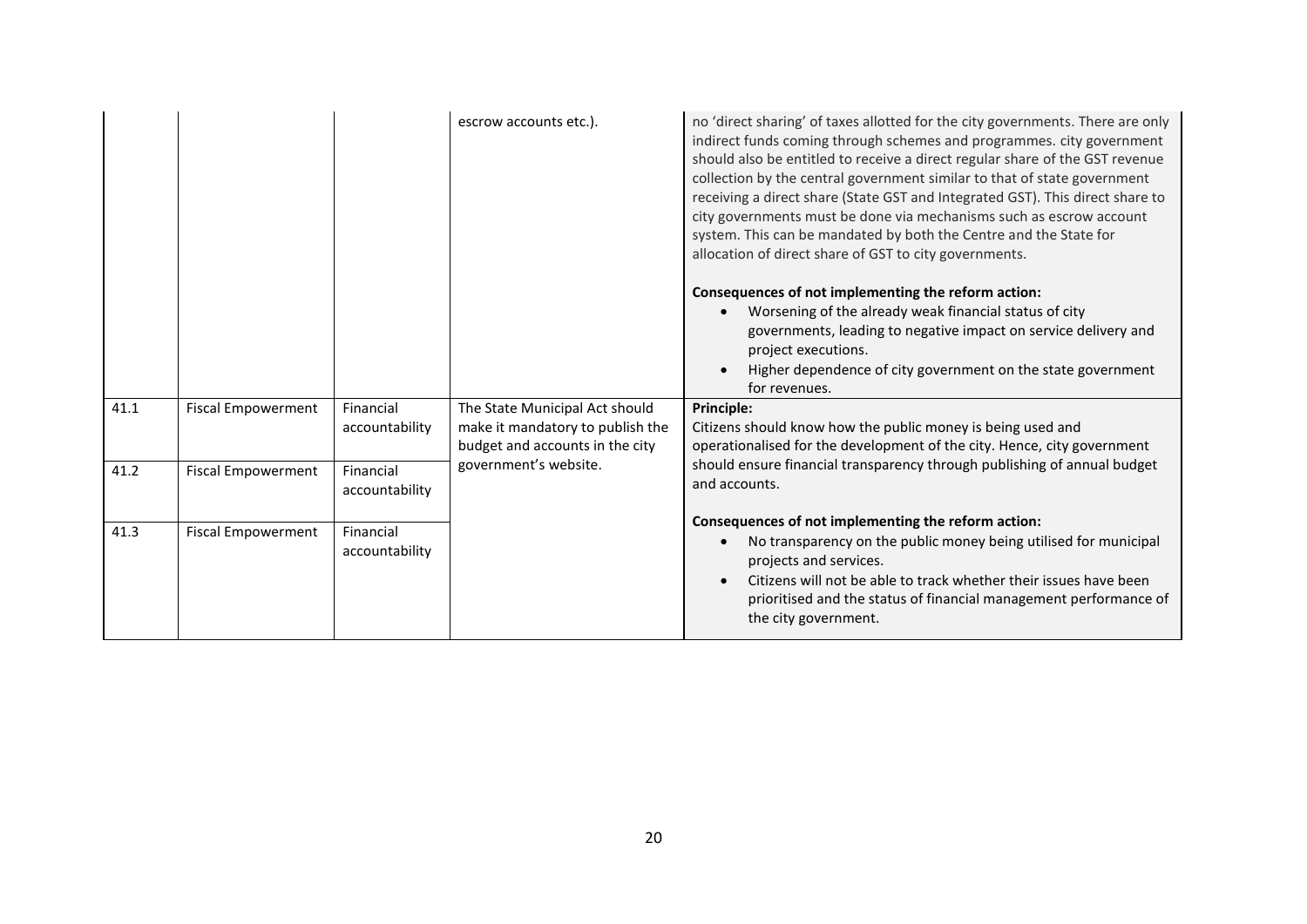| | | | escrow accounts etc.). | no 'direct sharing' of taxes allotted for the city governments. There are only indirect funds coming through schemes and programmes. city government should also be entitled to receive a direct regular share of the GST revenue collection by the central government similar to that of state government receiving a direct share (State GST and Integrated GST). This direct share to city governments must be done via mechanisms such as escrow account system. This can be mandated by both the Centre and the State for allocation of direct share of GST to city governments.<br><br>**Consequences of not implementing the reform action:**<br>• Worsening of the already weak financial status of city governments, leading to negative impact on service delivery and project executions.<br>• Higher dependence of city government on the state government for revenues. |
|---|---|---|---|---|
| 41.1 | Fiscal Empowerment | Financial accountability | The State Municipal Act should make it mandatory to publish the budget and accounts in the city government's website. | **Principle:**<br>Citizens should know how the public money is being used and operationalised for the development of the city. Hence, city government should ensure financial transparency through publishing of annual budget and accounts.<br><br>**Consequences of not implementing the reform action:**<br>• No transparency on the public money being utilised for municipal projects and services.<br>• Citizens will not be able to track whether their issues have been prioritised and the status of financial management performance of the city government. |
| 41.2 | Fiscal Empowerment | Financial accountability | | |
| 41.3 | Fiscal Empowerment | Financial accountability | | |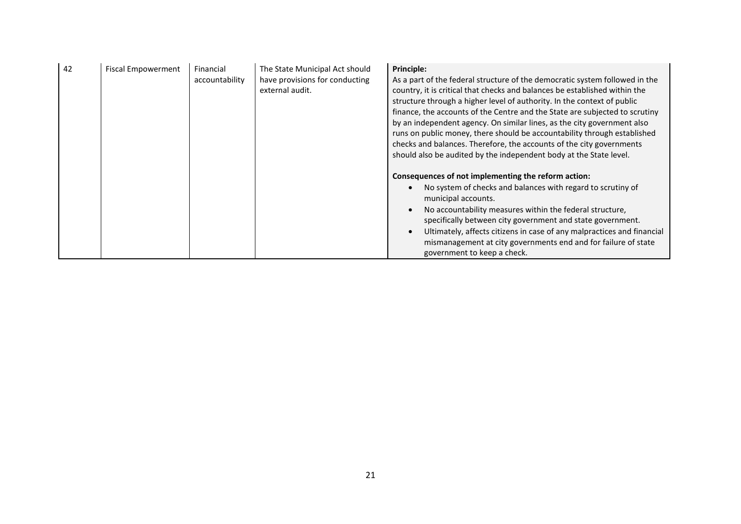| | | | | |
|---|---|---|---|---|
| 42 | Fiscal Empowerment | Financial accountability | The State Municipal Act should have provisions for conducting external audit. | **Principle:**<br>As a part of the federal structure of the democratic system followed in the country, it is critical that checks and balances be established within the structure through a higher level of authority. In the context of public finance, the accounts of the Centre and the State are subjected to scrutiny by an independent agency. On similar lines, as the city government also runs on public money, there should be accountability through established checks and balances. Therefore, the accounts of the city governments should also be audited by the independent body at the State level.<br><br>**Consequences of not implementing the reform action:**<br>• No system of checks and balances with regard to scrutiny of municipal accounts.<br>• No accountability measures within the federal structure, specifically between city government and state government.<br>• Ultimately, affects citizens in case of any malpractices and financial mismanagement at city governments end and for failure of state government to keep a check. |